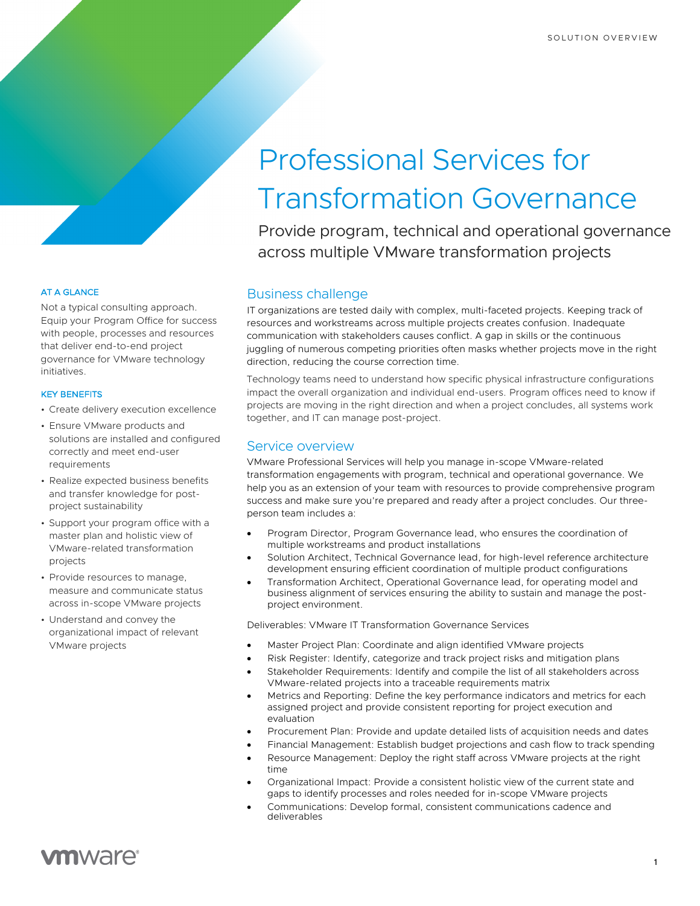SOLUTION OVERVIEW

# Professional Services for Transformation Governance

Provide program, technical and operational governance across multiple VMware transformation projects

## AT A GLANCE

Not a typical consulting approach. Equip your Program Office for success with people, processes and resources that deliver end-to-end project governance for VMware technology initiatives.

## KEY BENEFITS

- Create delivery execution excellence
- Ensure VMware products and solutions are installed and configured correctly and meet end-user requirements
- Realize expected business benefits and transfer knowledge for post-project sustainability
- Support your program office with a master plan and holistic view of VMware-related transformation projects
- Provide resources to manage, measure and communicate status across in-scope VMware projects
- Understand and convey the organizational impact of relevant VMware projects

## Business challenge

IT organizations are tested daily with complex, multi-faceted projects. Keeping track of resources and workstreams across multiple projects creates confusion. Inadequate communication with stakeholders causes conflict. A gap in skills or the continuous juggling of numerous competing priorities often masks whether projects move in the right direction, reducing the course correction time.

Technology teams need to understand how specific physical infrastructure configurations impact the overall organization and individual end-users. Program offices need to know if projects are moving in the right direction and when a project concludes, all systems work together, and IT can manage post-project.

## Service overview

VMware Professional Services will help you manage in-scope VMware-related transformation engagements with program, technical and operational governance. We help you as an extension of your team with resources to provide comprehensive program success and make sure you're prepared and ready after a project concludes. Our three-person team includes a:

- Program Director, Program Governance lead, who ensures the coordination of multiple workstreams and product installations
- Solution Architect, Technical Governance lead, for high-level reference architecture development ensuring efficient coordination of multiple product configurations
- Transformation Architect, Operational Governance lead, for operating model and business alignment of services ensuring the ability to sustain and manage the post-project environment.

Deliverables: VMware IT Transformation Governance Services

- Master Project Plan: Coordinate and align identified VMware projects
- Risk Register: Identify, categorize and track project risks and mitigation plans
- Stakeholder Requirements: Identify and compile the list of all stakeholders across VMware-related projects into a traceable requirements matrix
- Metrics and Reporting: Define the key performance indicators and metrics for each assigned project and provide consistent reporting for project execution and evaluation
- Procurement Plan: Provide and update detailed lists of acquisition needs and dates
- Financial Management: Establish budget projections and cash flow to track spending
- Resource Management: Deploy the right staff across VMware projects at the right time
- Organizational Impact: Provide a consistent holistic view of the current state and gaps to identify processes and roles needed for in-scope VMware projects
- Communications: Develop formal, consistent communications cadence and deliverables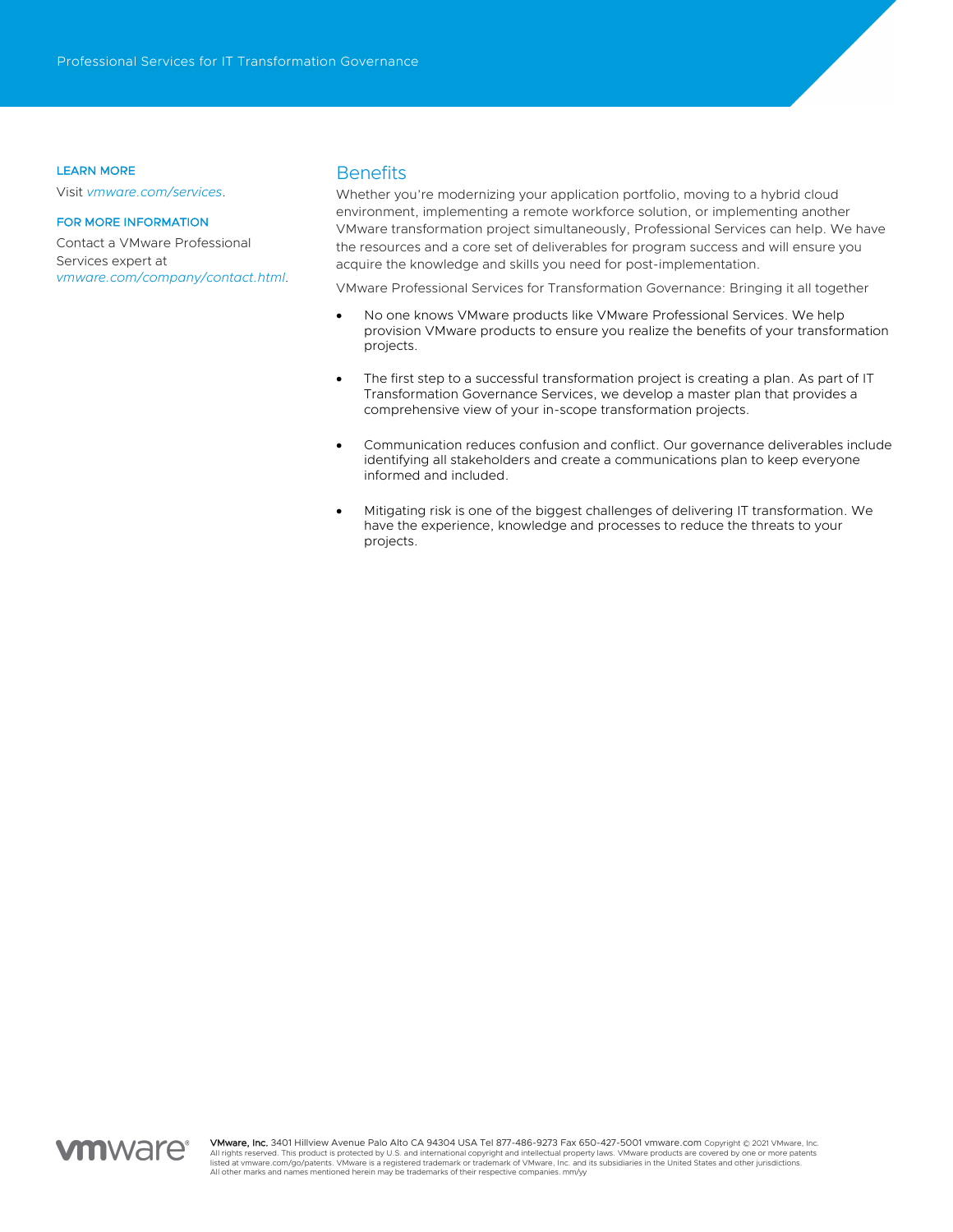**LEARN MORE**

Visit *vmware.com/services*.

**FOR MORE INFORMATION**

Contact a VMware Professional Services expert at *vmware.com/company/contact.html*.

## Benefits

Whether you're modernizing your application portfolio, moving to a hybrid cloud environment, implementing a remote workforce solution, or implementing another VMware transformation project simultaneously, Professional Services can help. We have the resources and a core set of deliverables for program success and will ensure you acquire the knowledge and skills you need for post-implementation.

VMware Professional Services for Transformation Governance: Bringing it all together

- No one knows VMware products like VMware Professional Services. We help provision VMware products to ensure you realize the benefits of your transformation projects.
- The first step to a successful transformation project is creating a plan. As part of IT Transformation Governance Services, we develop a master plan that provides a comprehensive view of your in-scope transformation projects.
- Communication reduces confusion and conflict. Our governance deliverables include identifying all stakeholders and create a communications plan to keep everyone informed and included.
- Mitigating risk is one of the biggest challenges of delivering IT transformation. We have the experience, knowledge and processes to reduce the threats to your projects.

**VMware, Inc.** 3401 Hillview Avenue Palo Alto CA 94304 USA Tel 877-486-9273 Fax 650-427-5001 vmware.com Copyright © 2021 VMware, Inc. All rights reserved. This product is protected by U.S. and international copyright and intellectual property laws. VMware products are covered by one or more patents listed at vmware.com/go/patents. VMware is a registered trademark or trademark of VMware, Inc. and its subsidiaries in the United States and other jurisdictions. All other marks and names mentioned herein may be trademarks of their respective companies. mm/yy